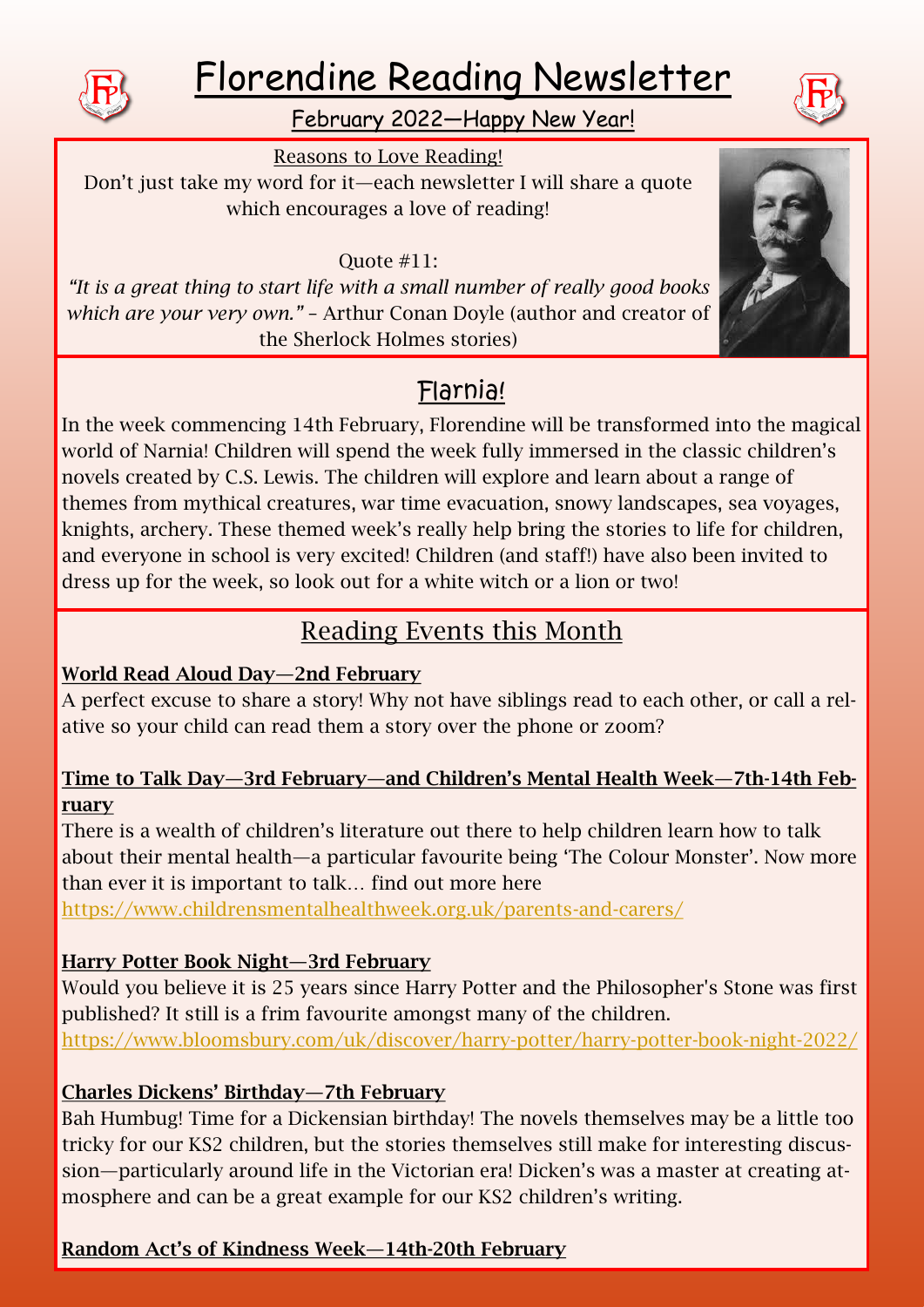# Florendine Reading Newsletter

## February 2022—Happy New Year!

Reasons to Love Reading!

Don't just take my word for it—each newsletter I will share a quote which encourages a love of reading!

Quote #11:

*"It is a great thing to start life with a small number of really good books which are your very own."* – Arthur Conan Doyle (author and creator of the Sherlock Holmes stories)

## Flarnia!

In the week commencing 14th February, Florendine will be transformed into the magical world of Narnia! Children will spend the week fully immersed in the classic children's novels created by C.S. Lewis. The children will explore and learn about a range of themes from mythical creatures, war time evacuation, snowy landscapes, sea voyages, knights, archery. These themed week's really help bring the stories to life for children, and everyone in school is very excited! Children (and staff!) have also been invited to dress up for the week, so look out for a white witch or a lion or two!

## Reading Events this Month

**World Read Aloud Day—2nd February**

A perfect excuse to share a story! Why not have siblings read to each other, or call a relative so your child can read them a story over the phone or zoom?

**Time to Talk Day—3rd February—and Children's Mental Health Week—7th-14th February**

There is a wealth of children's literature out there to help children learn how to talk about their mental health—a particular favourite being 'The Colour Monster'. Now more than ever it is important to talk… find out more here https://www.childrensmentalhealthweek.org.uk/parents-and-carers/

**Harry Potter Book Night—3rd February**

Would you believe it is 25 years since Harry Potter and the Philosopher's Stone was first published? It still is a frim favourite amongst many of the children. https://www.bloomsbury.com/uk/discover/harry-potter/harry-potter-book-night-2022/

**Charles Dickens' Birthday—7th February**

Bah Humbug! Time for a Dickensian birthday! The novels themselves may be a little too tricky for our KS2 children, but the stories themselves still make for interesting discussion—particularly around life in the Victorian era! Dicken's was a master at creating atmosphere and can be a great example for our KS2 children's writing.

**Random Act's of Kindness Week—14th-20th February**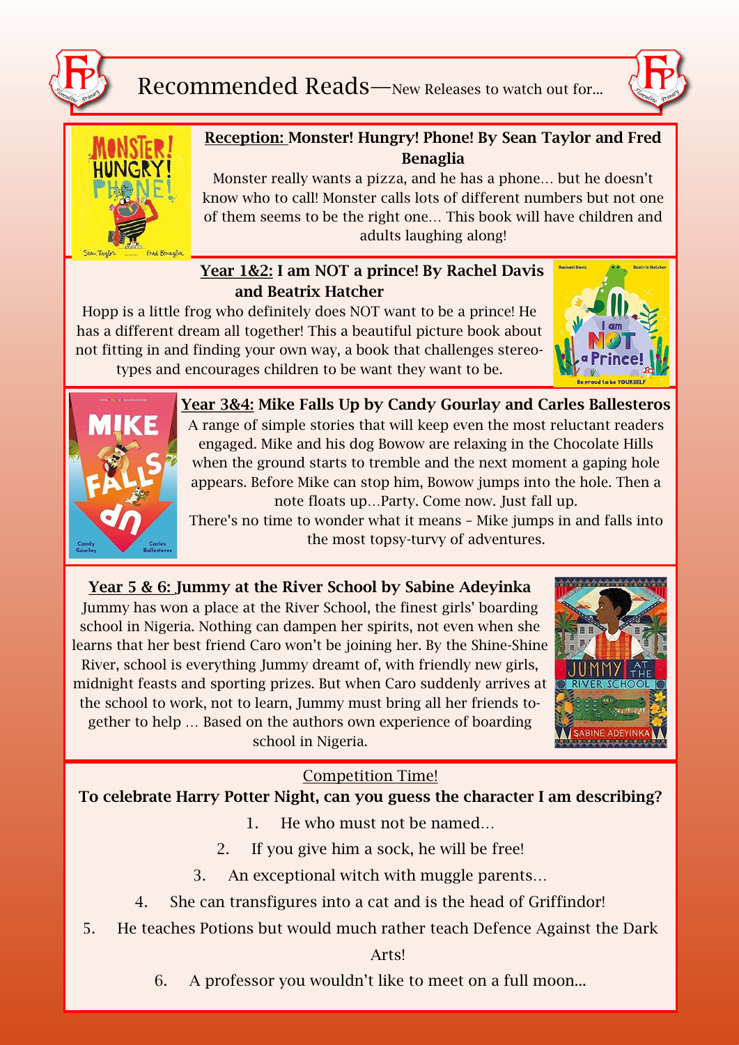# Recommended Reads—New Releases to watch out for...

**Reception: Monster! Hungry! Phone! By Sean Taylor and Fred Benaglia**

Monster really wants a pizza, and he has a phone… but he doesn't know who to call! Monster calls lots of different numbers but not one of them seems to be the right one… This book will have children and adults laughing along!

**Year 1&2: I am NOT a prince! By Rachel Davis and Beatrix Hatcher**

Hopp is a little frog who definitely does NOT want to be a prince! He has a different dream all together! This a beautiful picture book about not fitting in and finding your own way, a book that challenges stereotypes and encourages children to be want they want to be.

**Year 3&4: Mike Falls Up by Candy Gourlay and Carles Ballesteros**

A range of simple stories that will keep even the most reluctant readers engaged. Mike and his dog Bowow are relaxing in the Chocolate Hills when the ground starts to tremble and the next moment a gaping hole appears. Before Mike can stop him, Bowow jumps into the hole. Then a note floats up…Party. Come now. Just fall up.

There's no time to wonder what it means – Mike jumps in and falls into the most topsy-turvy of adventures.

**Year 5 & 6: Jummy at the River School by Sabine Adeyinka**

Jummy has won a place at the River School, the finest girls' boarding school in Nigeria. Nothing can dampen her spirits, not even when she learns that her best friend Caro won't be joining her. By the Shine-Shine River, school is everything Jummy dreamt of, with friendly new girls, midnight feasts and sporting prizes. But when Caro suddenly arrives at the school to work, not to learn, Jummy must bring all her friends together to help … Based on the authors own experience of boarding school in Nigeria.

## Competition Time!

**To celebrate Harry Potter Night, can you guess the character I am describing?**

1. He who must not be named…
2. If you give him a sock, he will be free!
3. An exceptional witch with muggle parents…
4. She can transfigures into a cat and is the head of Griffindor!
5. He teaches Potions but would much rather teach Defence Against the Dark Arts!
6. A professor you wouldn't like to meet on a full moon…